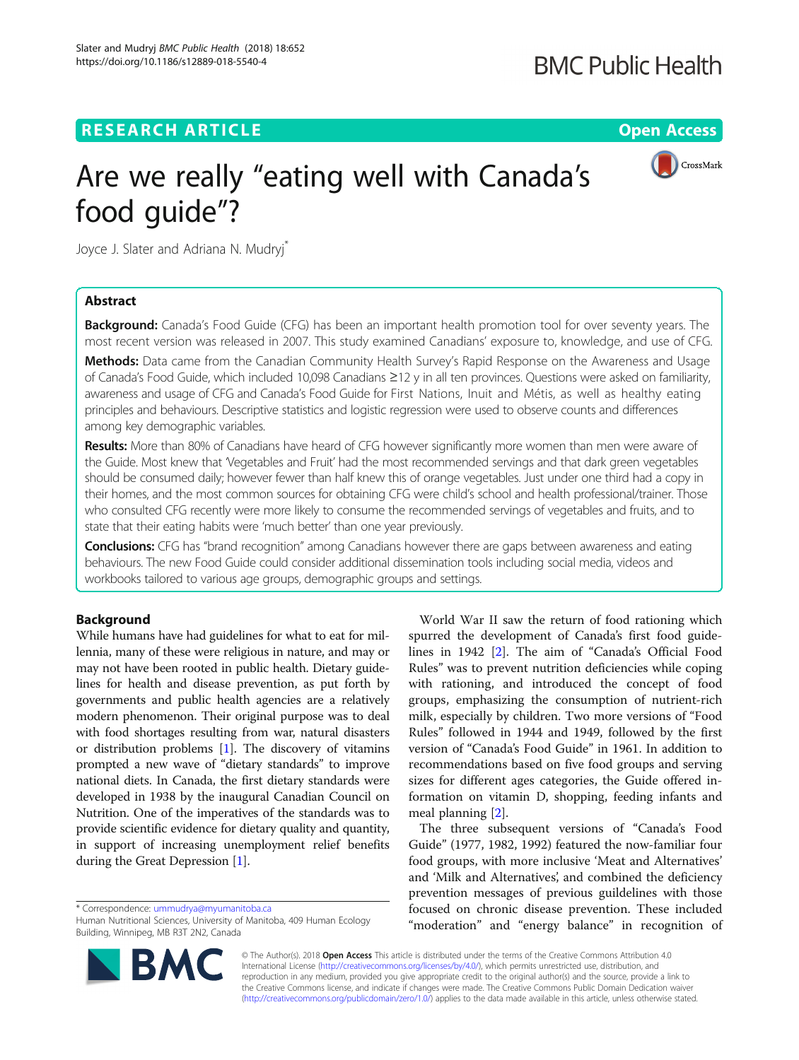**RESEARCH ARTICLE** **Open Access**

# Are we really "eating well with Canada's food guide"?

Joyce J. Slater and Adriana N. Mudryj*

## Abstract

**Background:** Canada's Food Guide (CFG) has been an important health promotion tool for over seventy years. The most recent version was released in 2007. This study examined Canadians' exposure to, knowledge, and use of CFG.

**Methods:** Data came from the Canadian Community Health Survey's Rapid Response on the Awareness and Usage of Canada's Food Guide, which included 10,098 Canadians ≥12 y in all ten provinces. Questions were asked on familiarity, awareness and usage of CFG and Canada's Food Guide for First Nations, Inuit and Métis, as well as healthy eating principles and behaviours. Descriptive statistics and logistic regression were used to observe counts and differences among key demographic variables.

**Results:** More than 80% of Canadians have heard of CFG however significantly more women than men were aware of the Guide. Most knew that 'Vegetables and Fruit' had the most recommended servings and that dark green vegetables should be consumed daily; however fewer than half knew this of orange vegetables. Just under one third had a copy in their homes, and the most common sources for obtaining CFG were child's school and health professional/trainer. Those who consulted CFG recently were more likely to consume the recommended servings of vegetables and fruits, and to state that their eating habits were 'much better' than one year previously.

**Conclusions:** CFG has "brand recognition" among Canadians however there are gaps between awareness and eating behaviours. The new Food Guide could consider additional dissemination tools including social media, videos and workbooks tailored to various age groups, demographic groups and settings.

## Background

While humans have had guidelines for what to eat for millennia, many of these were religious in nature, and may or may not have been rooted in public health. Dietary guidelines for health and disease prevention, as put forth by governments and public health agencies are a relatively modern phenomenon. Their original purpose was to deal with food shortages resulting from war, natural disasters or distribution problems [1]. The discovery of vitamins prompted a new wave of "dietary standards" to improve national diets. In Canada, the first dietary standards were developed in 1938 by the inaugural Canadian Council on Nutrition. One of the imperatives of the standards was to provide scientific evidence for dietary quality and quantity, in support of increasing unemployment relief benefits during the Great Depression [1].

World War II saw the return of food rationing which spurred the development of Canada's first food guidelines in 1942 [2]. The aim of "Canada's Official Food Rules" was to prevent nutrition deficiencies while coping with rationing, and introduced the concept of food groups, emphasizing the consumption of nutrient-rich milk, especially by children. Two more versions of "Food Rules" followed in 1944 and 1949, followed by the first version of "Canada's Food Guide" in 1961. In addition to recommendations based on five food groups and serving sizes for different ages categories, the Guide offered information on vitamin D, shopping, feeding infants and meal planning [2].

The three subsequent versions of "Canada's Food Guide" (1977, 1982, 1992) featured the now-familiar four food groups, with more inclusive 'Meat and Alternatives' and 'Milk and Alternatives', and combined the deficiency prevention messages of previous guildelines with those focused on chronic disease prevention. These included "moderation" and "energy balance" in recognition of

* Correspondence: ummudrya@myumanitoba.ca
Human Nutritional Sciences, University of Manitoba, 409 Human Ecology Building, Winnipeg, MB R3T 2N2, Canada

© The Author(s). 2018 **Open Access** This article is distributed under the terms of the Creative Commons Attribution 4.0 International License (http://creativecommons.org/licenses/by/4.0/), which permits unrestricted use, distribution, and reproduction in any medium, provided you give appropriate credit to the original author(s) and the source, provide a link to the Creative Commons license, and indicate if changes were made. The Creative Commons Public Domain Dedication waiver (http://creativecommons.org/publicdomain/zero/1.0/) applies to the data made available in this article, unless otherwise stated.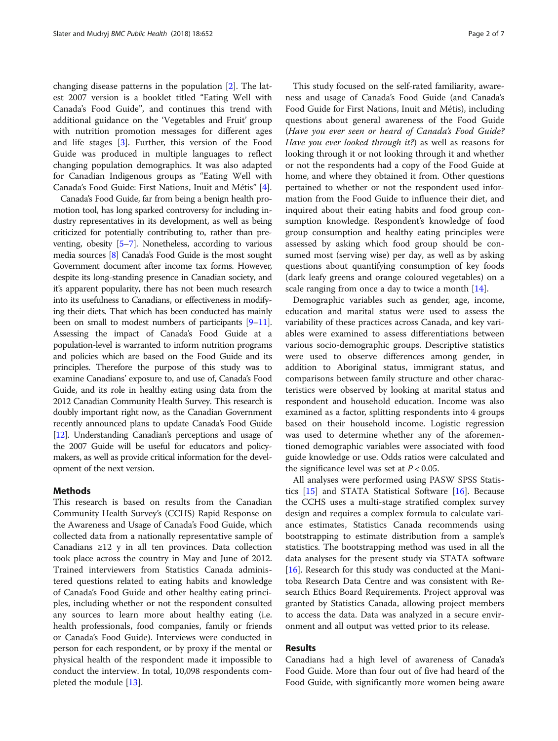changing disease patterns in the population [2]. The latest 2007 version is a booklet titled "Eating Well with Canada's Food Guide", and continues this trend with additional guidance on the 'Vegetables and Fruit' group with nutrition promotion messages for different ages and life stages [3]. Further, this version of the Food Guide was produced in multiple languages to reflect changing population demographics. It was also adapted for Canadian Indigenous groups as "Eating Well with Canada's Food Guide: First Nations, Inuit and Métis" [4].

Canada's Food Guide, far from being a benign health promotion tool, has long sparked controversy for including industry representatives in its development, as well as being criticized for potentially contributing to, rather than preventing, obesity [5–7]. Nonetheless, according to various media sources [8] Canada's Food Guide is the most sought Government document after income tax forms. However, despite its long-standing presence in Canadian society, and it's apparent popularity, there has not been much research into its usefulness to Canadians, or effectiveness in modifying their diets. That which has been conducted has mainly been on small to modest numbers of participants [9–11]. Assessing the impact of Canada's Food Guide at a population-level is warranted to inform nutrition programs and policies which are based on the Food Guide and its principles. Therefore the purpose of this study was to examine Canadians' exposure to, and use of, Canada's Food Guide, and its role in healthy eating using data from the 2012 Canadian Community Health Survey. This research is doubly important right now, as the Canadian Government recently announced plans to update Canada's Food Guide [12]. Understanding Canadian's perceptions and usage of the 2007 Guide will be useful for educators and policy-makers, as well as provide critical information for the development of the next version.

## Methods

This research is based on results from the Canadian Community Health Survey's (CCHS) Rapid Response on the Awareness and Usage of Canada's Food Guide, which collected data from a nationally representative sample of Canadians ≥12 y in all ten provinces. Data collection took place across the country in May and June of 2012. Trained interviewers from Statistics Canada administered questions related to eating habits and knowledge of Canada's Food Guide and other healthy eating principles, including whether or not the respondent consulted any sources to learn more about healthy eating (i.e. health professionals, food companies, family or friends or Canada's Food Guide). Interviews were conducted in person for each respondent, or by proxy if the mental or physical health of the respondent made it impossible to conduct the interview. In total, 10,098 respondents completed the module [13].

This study focused on the self-rated familiarity, awareness and usage of Canada's Food Guide (and Canada's Food Guide for First Nations, Inuit and Métis), including questions about general awareness of the Food Guide (*Have you ever seen or heard of Canada's Food Guide? Have you ever looked through it?*) as well as reasons for looking through it or not looking through it and whether or not the respondents had a copy of the Food Guide at home, and where they obtained it from. Other questions pertained to whether or not the respondent used information from the Food Guide to influence their diet, and inquired about their eating habits and food group consumption knowledge. Respondent's knowledge of food group consumption and healthy eating principles were assessed by asking which food group should be consumed most (serving wise) per day, as well as by asking questions about quantifying consumption of key foods (dark leafy greens and orange coloured vegetables) on a scale ranging from once a day to twice a month [14].

Demographic variables such as gender, age, income, education and marital status were used to assess the variability of these practices across Canada, and key variables were examined to assess differentiations between various socio-demographic groups. Descriptive statistics were used to observe differences among gender, in addition to Aboriginal status, immigrant status, and comparisons between family structure and other characteristics were observed by looking at marital status and respondent and household education. Income was also examined as a factor, splitting respondents into 4 groups based on their household income. Logistic regression was used to determine whether any of the aforementioned demographic variables were associated with food guide knowledge or use. Odds ratios were calculated and the significance level was set at $P < 0.05$.

All analyses were performed using PASW SPSS Statistics [15] and STATA Statistical Software [16]. Because the CCHS uses a multi-stage stratified complex survey design and requires a complex formula to calculate variance estimates, Statistics Canada recommends using bootstrapping to estimate distribution from a sample's statistics. The bootstrapping method was used in all the data analyses for the present study via STATA software [16]. Research for this study was conducted at the Manitoba Research Data Centre and was consistent with Research Ethics Board Requirements. Project approval was granted by Statistics Canada, allowing project members to access the data. Data was analyzed in a secure environment and all output was vetted prior to its release.

## Results

Canadians had a high level of awareness of Canada's Food Guide. More than four out of five had heard of the Food Guide, with significantly more women being aware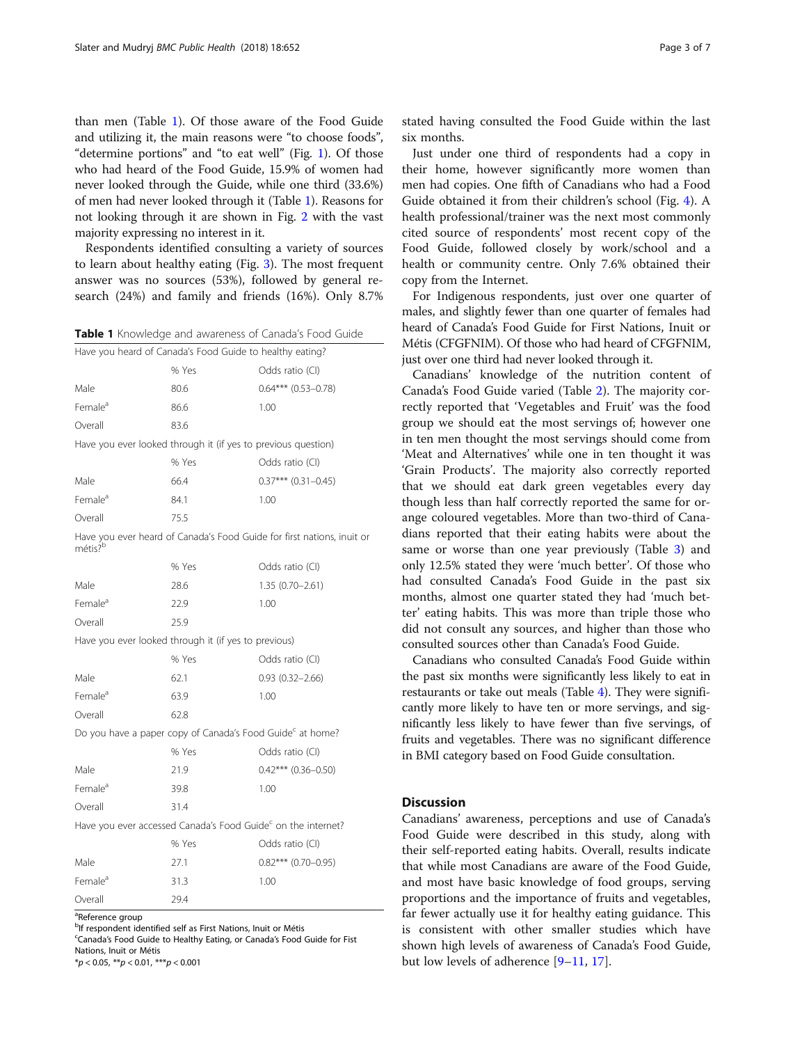than men (Table 1). Of those aware of the Food Guide and utilizing it, the main reasons were "to choose foods", "determine portions" and "to eat well" (Fig. 1). Of those who had heard of the Food Guide, 15.9% of women had never looked through the Guide, while one third (33.6%) of men had never looked through it (Table 1). Reasons for not looking through it are shown in Fig. 2 with the vast majority expressing no interest in it.

Respondents identified consulting a variety of sources to learn about healthy eating (Fig. 3). The most frequent answer was no sources (53%), followed by general research (24%) and family and friends (16%). Only 8.7%

**Table 1** Knowledge and awareness of Canada's Food Guide

| | | |
|---|---|---|
| Have you heard of Canada's Food Guide to healthy eating? | | |
| | % Yes | Odds ratio (CI) |
| Male | 80.6 | 0.64*** (0.53–0.78) |
| Female[a] | 86.6 | 1.00 |
| Overall | 83.6 | |
| Have you ever looked through it (if yes to previous question) | | |
| | % Yes | Odds ratio (CI) |
| Male | 66.4 | 0.37*** (0.31–0.45) |
| Female[a] | 84.1 | 1.00 |
| Overall | 75.5 | |
| Have you ever heard of Canada's Food Guide for first nations, inuit or métis?[b] | | |
| | % Yes | Odds ratio (CI) |
| Male | 28.6 | 1.35 (0.70–2.61) |
| Female[a] | 22.9 | 1.00 |
| Overall | 25.9 | |
| Have you ever looked through it (if yes to previous) | | |
| | % Yes | Odds ratio (CI) |
| Male | 62.1 | 0.93 (0.32–2.66) |
| Female[a] | 63.9 | 1.00 |
| Overall | 62.8 | |
| Do you have a paper copy of Canada's Food Guide[c] at home? | | |
| | % Yes | Odds ratio (CI) |
| Male | 21.9 | 0.42*** (0.36–0.50) |
| Female[a] | 39.8 | 1.00 |
| Overall | 31.4 | |
| Have you ever accessed Canada's Food Guide[c] on the internet? | | |
| | % Yes | Odds ratio (CI) |
| Male | 27.1 | 0.82*** (0.70–0.95) |
| Female[a] | 31.3 | 1.00 |
| Overall | 29.4 | |

[a]Reference group
[b]If respondent identified self as First Nations, Inuit or Métis
[c]Canada's Food Guide to Healthy Eating, or Canada's Food Guide for Fist Nations, Inuit or Métis
*$p < 0.05$, **$p < 0.01$, ***$p < 0.001$

stated having consulted the Food Guide within the last six months.

Just under one third of respondents had a copy in their home, however significantly more women than men had copies. One fifth of Canadians who had a Food Guide obtained it from their children's school (Fig. 4). A health professional/trainer was the next most commonly cited source of respondents' most recent copy of the Food Guide, followed closely by work/school and a health or community centre. Only 7.6% obtained their copy from the Internet.

For Indigenous respondents, just over one quarter of males, and slightly fewer than one quarter of females had heard of Canada's Food Guide for First Nations, Inuit or Métis (CFGFNIM). Of those who had heard of CFGFNIM, just over one third had never looked through it.

Canadians' knowledge of the nutrition content of Canada's Food Guide varied (Table 2). The majority correctly reported that 'Vegetables and Fruit' was the food group we should eat the most servings of; however one in ten men thought the most servings should come from 'Meat and Alternatives' while one in ten thought it was 'Grain Products'. The majority also correctly reported that we should eat dark green vegetables every day though less than half correctly reported the same for orange coloured vegetables. More than two-third of Canadians reported that their eating habits were about the same or worse than one year previously (Table 3) and only 12.5% stated they were 'much better'. Of those who had consulted Canada's Food Guide in the past six months, almost one quarter stated they had 'much better' eating habits. This was more than triple those who did not consult any sources, and higher than those who consulted sources other than Canada's Food Guide.

Canadians who consulted Canada's Food Guide within the past six months were significantly less likely to eat in restaurants or take out meals (Table 4). They were significantly more likely to have ten or more servings, and significantly less likely to have fewer than five servings, of fruits and vegetables. There was no significant difference in BMI category based on Food Guide consultation.

## Discussion

Canadians' awareness, perceptions and use of Canada's Food Guide were described in this study, along with their self-reported eating habits. Overall, results indicate that while most Canadians are aware of the Food Guide, and most have basic knowledge of food groups, serving proportions and the importance of fruits and vegetables, far fewer actually use it for healthy eating guidance. This is consistent with other smaller studies which have shown high levels of awareness of Canada's Food Guide, but low levels of adherence [9–11, 17].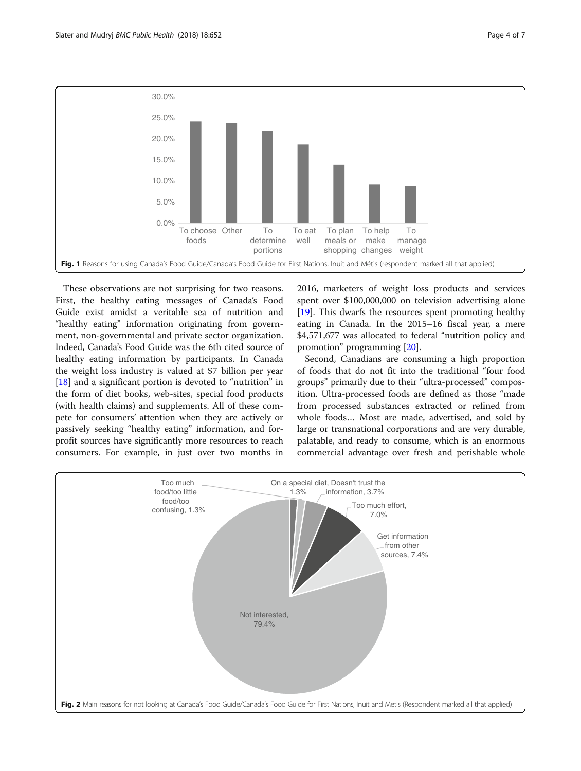Fig. 1 Reasons for using Canada's Food Guide/Canada's Food Guide for First Nations, Inuit and Métis (respondent marked all that applied)

These observations are not surprising for two reasons. First, the healthy eating messages of Canada's Food Guide exist amidst a veritable sea of nutrition and "healthy eating" information originating from government, non-governmental and private sector organization. Indeed, Canada's Food Guide was the 6th cited source of healthy eating information by participants. In Canada the weight loss industry is valued at $7 billion per year [18] and a significant portion is devoted to "nutrition" in the form of diet books, web-sites, special food products (with health claims) and supplements. All of these compete for consumers' attention when they are actively or passively seeking "healthy eating" information, and for-profit sources have significantly more resources to reach consumers. For example, in just over two months in 2016, marketers of weight loss products and services spent over $100,000,000 on television advertising alone [19]. This dwarfs the resources spent promoting healthy eating in Canada. In the 2015–16 fiscal year, a mere $4,571,677 was allocated to federal "nutrition policy and promotion" programming [20].

Second, Canadians are consuming a high proportion of foods that do not fit into the traditional "four food groups" primarily due to their "ultra-processed" composition. Ultra-processed foods are defined as those "made from processed substances extracted or refined from whole foods… Most are made, advertised, and sold by large or transnational corporations and are very durable, palatable, and ready to consume, which is an enormous commercial advantage over fresh and perishable whole

Fig. 2 Main reasons for not looking at Canada's Food Guide/Canada's Food Guide for First Nations, Inuit and Metis (Respondent marked all that applied)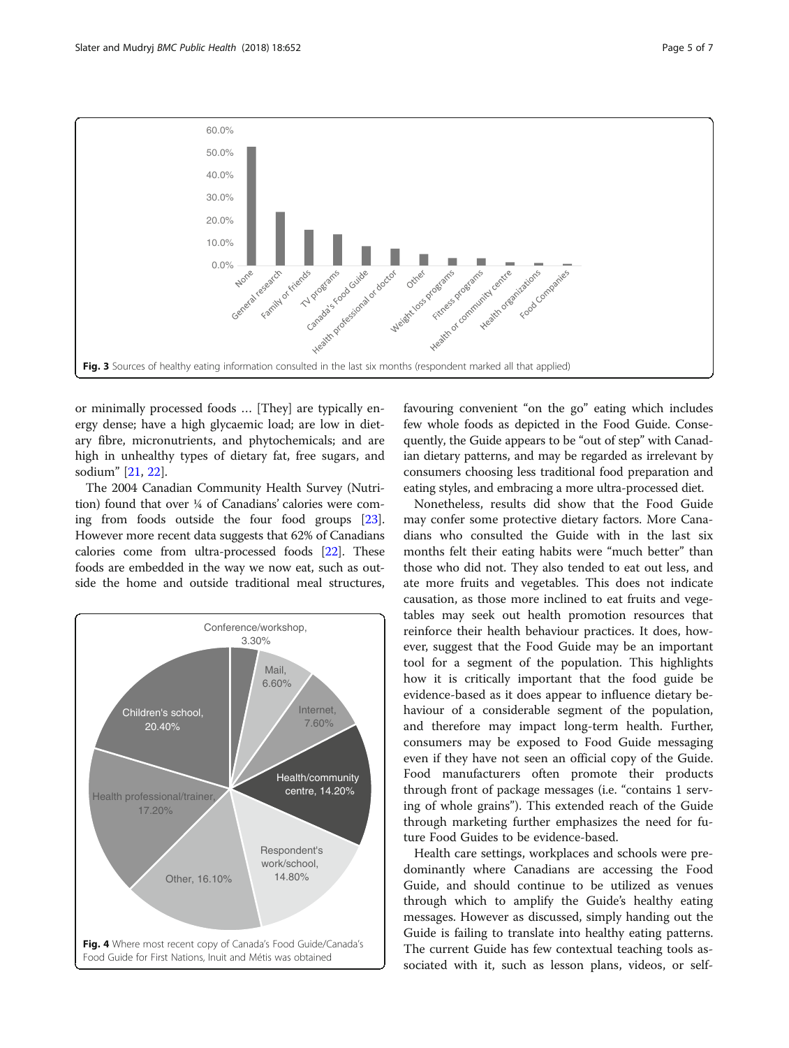Fig. 3 Sources of healthy eating information consulted in the last six months (respondent marked all that applied)

or minimally processed foods … [They] are typically energy dense; have a high glycaemic load; are low in dietary fibre, micronutrients, and phytochemicals; and are high in unhealthy types of dietary fat, free sugars, and sodium" [21, 22].

The 2004 Canadian Community Health Survey (Nutrition) found that over ¼ of Canadians' calories were coming from foods outside the four food groups [23]. However more recent data suggests that 62% of Canadians calories come from ultra-processed foods [22]. These foods are embedded in the way we now eat, such as outside the home and outside traditional meal structures, favouring convenient "on the go" eating which includes few whole foods as depicted in the Food Guide. Consequently, the Guide appears to be "out of step" with Canadian dietary patterns, and may be regarded as irrelevant by consumers choosing less traditional food preparation and eating styles, and embracing a more ultra-processed diet.

Nonetheless, results did show that the Food Guide may confer some protective dietary factors. More Canadians who consulted the Guide with in the last six months felt their eating habits were "much better" than those who did not. They also tended to eat out less, and ate more fruits and vegetables. This does not indicate causation, as those more inclined to eat fruits and vegetables may seek out health promotion resources that reinforce their health behaviour practices. It does, however, suggest that the Food Guide may be an important tool for a segment of the population. This highlights how it is critically important that the food guide be evidence-based as it does appear to influence dietary behaviour of a considerable segment of the population, and therefore may impact long-term health. Further, consumers may be exposed to Food Guide messaging even if they have not seen an official copy of the Guide. Food manufacturers often promote their products through front of package messages (i.e. "contains 1 serving of whole grains"). This extended reach of the Guide through marketing further emphasizes the need for future Food Guides to be evidence-based.

Health care settings, workplaces and schools were predominantly where Canadians are accessing the Food Guide, and should continue to be utilized as venues through which to amplify the Guide's healthy eating messages. However as discussed, simply handing out the Guide is failing to translate into healthy eating patterns. The current Guide has few contextual teaching tools associated with it, such as lesson plans, videos, or self-

Fig. 4 Where most recent copy of Canada's Food Guide/Canada's Food Guide for First Nations, Inuit and Métis was obtained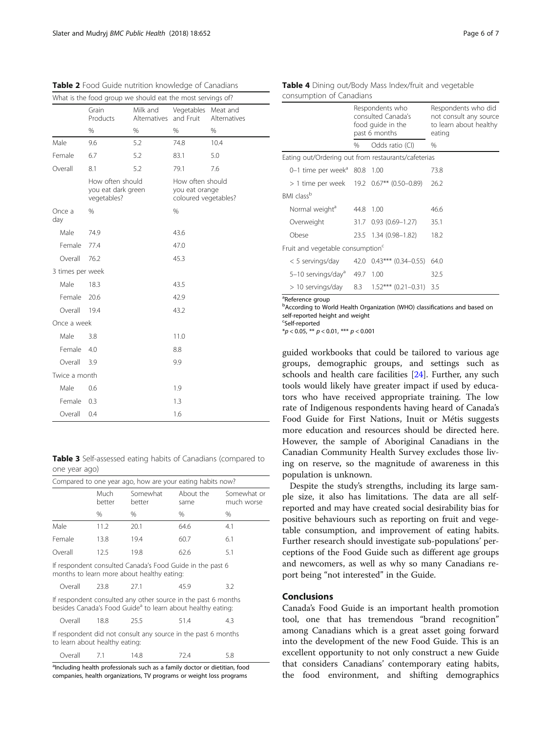**Table 2** Food Guide nutrition knowledge of Canadians

| What is the food group we should eat the most servings of? | | | | |
|---|---|---|---|---|
| | Grain Products | Milk and Alternatives | Vegetables and Fruit | Meat and Alternatives |
| | % | % | % | % |
| Male | 9.6 | 5.2 | 74.8 | 10.4 |
| Female | 6.7 | 5.2 | 83.1 | 5.0 |
| Overall | 8.1 | 5.2 | 79.1 | 7.6 |
| | How often should you eat dark green vegetables? | | How often should you eat orange coloured vegetables? | |
| Once a day | % | | % | |
| Male | 74.9 | | 43.6 | |
| Female | 77.4 | | 47.0 | |
| Overall | 76.2 | | 45.3 | |
| 3 times per week | | | | |
| Male | 18.3 | | 43.5 | |
| Female | 20.6 | | 42.9 | |
| Overall | 19.4 | | 43.2 | |
| Once a week | | | | |
| Male | 3.8 | | 11.0 | |
| Female | 4.0 | | 8.8 | |
| Overall | 3.9 | | 9.9 | |
| Twice a month | | | | |
| Male | 0.6 | | 1.9 | |
| Female | 0.3 | | 1.3 | |
| Overall | 0.4 | | 1.6 | |

**Table 3** Self-assessed eating habits of Canadians (compared to one year ago)

| Compared to one year ago, how are your eating habits now? | | | | |
|---|---|---|---|---|
| | Much better | Somewhat better | About the same | Somewhat or much worse |
| | % | % | % | % |
| Male | 11.2 | 20.1 | 64.6 | 4.1 |
| Female | 13.8 | 19.4 | 60.7 | 6.1 |
| Overall | 12.5 | 19.8 | 62.6 | 5.1 |
| If respondent consulted Canada's Food Guide in the past 6 months to learn more about healthy eating: | | | | |
| Overall | 23.8 | 27.1 | 45.9 | 3.2 |
| If respondent consulted any other source in the past 6 months besides Canada's Food Guide[a] to learn about healthy eating: | | | | |
| Overall | 18.8 | 25.5 | 51.4 | 4.3 |
| If respondent did not consult any source in the past 6 months to learn about healthy eating: | | | | |
| Overall | 7.1 | 14.8 | 72.4 | 5.8 |

[a]Including health professionals such as a family doctor or dietitian, food companies, health organizations, TV programs or weight loss programs

**Table 4** Dining out/Body Mass Index/fruit and vegetable consumption of Canadians

| | Respondents who consulted Canada's food guide in the past 6 months | | Respondents who did not consult any source to learn about healthy eating |
|---|---|---|---|
| | % | Odds ratio (CI) | % |
| Eating out/Ordering out from restaurants/cafeterias | | | |
| 0–1 time per week[a] | 80.8 | 1.00 | 73.8 |
| > 1 time per week | 19.2 | 0.67** (0.50–0.89) | 26.2 |
| BMI class[b] | | | |
| Normal weight[a] | 44.8 | 1.00 | 46.6 |
| Overweight | 31.7 | 0.93 (0.69–1.27) | 35.1 |
| Obese | 23.5 | 1.34 (0.98–1.82) | 18.2 |
| Fruit and vegetable consumption[c] | | | |
| < 5 servings/day | 42.0 | 0.43*** (0.34–0.55) | 64.0 |
| 5–10 servings/day[a] | 49.7 | 1.00 | 32.5 |
| > 10 servings/day | 8.3 | 1.52*** (0.21–0.31) | 3.5 |

[a]Reference group
[b]According to World Health Organization (WHO) classifications and based on self-reported height and weight
[c]Self-reported
*$p < 0.05$, ** $p < 0.01$, *** $p < 0.001$

guided workbooks that could be tailored to various age groups, demographic groups, and settings such as schools and health care facilities [24]. Further, any such tools would likely have greater impact if used by educators who have received appropriate training. The low rate of Indigenous respondents having heard of Canada's Food Guide for First Nations, Inuit or Métis suggests more education and resources should be directed here. However, the sample of Aboriginal Canadians in the Canadian Community Health Survey excludes those living on reserve, so the magnitude of awareness in this population is unknown.

Despite the study's strengths, including its large sample size, it also has limitations. The data are all self-reported and may have created social desirability bias for positive behaviours such as reporting on fruit and vegetable consumption, and improvement of eating habits. Further research should investigate sub-populations' perceptions of the Food Guide such as different age groups and newcomers, as well as why so many Canadians report being "not interested" in the Guide.

## Conclusions

Canada's Food Guide is an important health promotion tool, one that has tremendous "brand recognition" among Canadians which is a great asset going forward into the development of the new Food Guide. This is an excellent opportunity to not only construct a new Guide that considers Canadians' contemporary eating habits, the food environment, and shifting demographics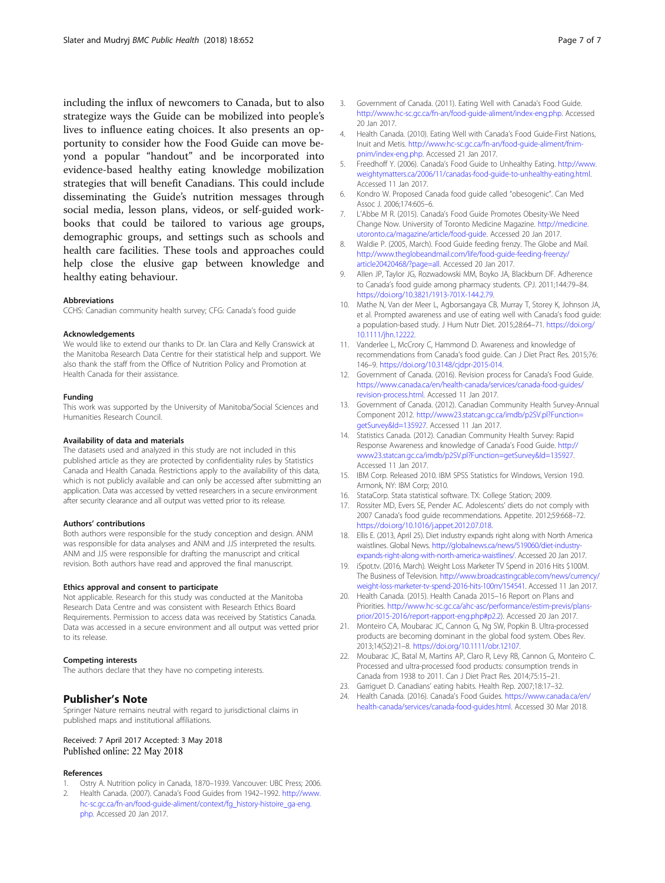including the influx of newcomers to Canada, but to also strategize ways the Guide can be mobilized into people's lives to influence eating choices. It also presents an opportunity to consider how the Food Guide can move beyond a popular "handout" and be incorporated into evidence-based healthy eating knowledge mobilization strategies that will benefit Canadians. This could include disseminating the Guide's nutrition messages through social media, lesson plans, videos, or self-guided workbooks that could be tailored to various age groups, demographic groups, and settings such as schools and health care facilities. These tools and approaches could help close the elusive gap between knowledge and healthy eating behaviour.

#### Abbreviations

CCHS: Canadian community health survey; CFG: Canada's food guide

#### Acknowledgements

We would like to extend our thanks to Dr. Ian Clara and Kelly Cranswick at the Manitoba Research Data Centre for their statistical help and support. We also thank the staff from the Office of Nutrition Policy and Promotion at Health Canada for their assistance.

#### Funding

This work was supported by the University of Manitoba/Social Sciences and Humanities Research Council.

#### Availability of data and materials

The datasets used and analyzed in this study are not included in this published article as they are protected by confidentiality rules by Statistics Canada and Health Canada. Restrictions apply to the availability of this data, which is not publicly available and can only be accessed after submitting an application. Data was accessed by vetted researchers in a secure environment after security clearance and all output was vetted prior to its release.

#### Authors' contributions

Both authors were responsible for the study conception and design. ANM was responsible for data analyses and ANM and JJS interpreted the results. ANM and JJS were responsible for drafting the manuscript and critical revision. Both authors have read and approved the final manuscript.

#### Ethics approval and consent to participate

Not applicable. Research for this study was conducted at the Manitoba Research Data Centre and was consistent with Research Ethics Board Requirements. Permission to access data was received by Statistics Canada. Data was accessed in a secure environment and all output was vetted prior to its release.

#### Competing interests

The authors declare that they have no competing interests.

### Publisher's Note

Springer Nature remains neutral with regard to jurisdictional claims in published maps and institutional affiliations.

Received: 7 April 2017 Accepted: 3 May 2018
Published online: 22 May 2018

#### References

1. Ostry A. Nutrition policy in Canada, 1870–1939. Vancouver: UBC Press; 2006.
2. Health Canada. (2007). Canada's Food Guides from 1942–1992. http://www.hc-sc.gc.ca/fn-an/food-guide-aliment/context/fg_history-histoire_ga-eng.php. Accessed 20 Jan 2017.
3. Government of Canada. (2011). Eating Well with Canada's Food Guide. http://www.hc-sc.gc.ca/fn-an/food-guide-aliment/index-eng.php. Accessed 20 Jan 2017.
4. Health Canada. (2010). Eating Well with Canada's Food Guide-First Nations, Inuit and Metis. http://www.hc-sc.gc.ca/fn-an/food-guide-aliment/fnim-pnim/index-eng.php. Accessed 21 Jan 2017.
5. Freedhoff Y. (2006). Canada's Food Guide to Unhealthy Eating. http://www.weightymatters.ca/2006/11/canadas-food-guide-to-unhealthy-eating.html. Accessed 11 Jan 2017.
6. Kondro W. Proposed Canada food guide called "obesogenic". Can Med Assoc J. 2006;174:605–6.
7. L'Abbe M R. (2015). Canada's Food Guide Promotes Obesity-We Need Change Now. University of Toronto Medicine Magazine. http://medicine.utoronto.ca/magazine/article/food-guide. Accessed 20 Jan 2017.
8. Waldie P. (2005, March). Food Guide feeding frenzy. The Globe and Mail. http://www.theglobeandmail.com/life/food-guide-feeding-freenzy/article20420468/?page=all. Accessed 20 Jan 2017.
9. Allen JP, Taylor JG, Rozwadowski MM, Boyko JA, Blackburn DF. Adherence to Canada's food guide among pharmacy students. CPJ. 2011;144:79–84. https://doi.org/10.3821/1913-701X-144.2.79.
10. Mathe N, Van der Meer L, Agborsangaya CB, Murray T, Storey K, Johnson JA, et al. Prompted awareness and use of eating well with Canada's food guide: a population-based study. J Hum Nutr Diet. 2015;28:64–71. https://doi.org/10.1111/jhn.12222.
11. Vanderlee L, McCrory C, Hammond D. Awareness and knowledge of recommendations from Canada's food guide. Can J Diet Pract Res. 2015;76:146–9. https://doi.org/10.3148/cjdpr-2015-014.
12. Government of Canada. (2016). Revision process for Canada's Food Guide. https://www.canada.ca/en/health-canada/services/canada-food-guides/revision-process.html. Accessed 11 Jan 2017.
13. Government of Canada. (2012). Canadian Community Health Survey-Annual Component 2012. http://www23.statcan.gc.ca/imdb/p2SV.pl?Function=getSurvey&Id=135927. Accessed 11 Jan 2017.
14. Statistics Canada. (2012). Canadian Community Health Survey: Rapid Response Awareness and knowledge of Canada's Food Guide. http://www23.statcan.gc.ca/imdb/p2SV.pl?Function=getSurvey&Id=135927. Accessed 11 Jan 2017.
15. IBM Corp. Released 2010. IBM SPSS Statistics for Windows, Version 19.0. Armonk, NY: IBM Corp; 2010.
16. StataCorp. Stata statistical software. TX: College Station; 2009.
17. Rossiter MD, Evers SE, Pender AC. Adolescents' diets do not comply with 2007 Canada's food guide recommendations. Appetite. 2012;59:668–72. https://doi.org/10.1016/j.appet.2012.07.018.
18. Ellis E. (2013, April 25). Diet industry expands right along with North America waistlines. Global News. http://globalnews.ca/news/519060/diet-industry-expands-right-along-with-north-america-waistlines/. Accessed 20 Jan 2017.
19. iSpot.tv. (2016, March). Weight Loss Marketer TV Spend in 2016 Hits $100M. The Business of Television. http://www.broadcastingcable.com/news/currency/weight-loss-marketer-tv-spend-2016-hits-100m/154541. Accessed 11 Jan 2017.
20. Health Canada. (2015). Health Canada 2015–16 Report on Plans and Priorities. http://www.hc-sc.gc.ca/ahc-asc/performance/estim-previs/plans-prior/2015-2016/report-rapport-eng.php#p2.2). Accessed 20 Jan 2017.
21. Monteiro CA, Moubarac JC, Cannon G, Ng SW, Popkin B. Ultra-processed products are becoming dominant in the global food system. Obes Rev. 2013;14(S2):21–8. https://doi.org/10.1111/obr.12107.
22. Moubarac JC, Batal M, Martins AP, Claro R, Levy RB, Cannon G, Monteiro C. Processed and ultra-processed food products: consumption trends in Canada from 1938 to 2011. Can J Diet Pract Res. 2014;75:15–21.
23. Garriguet D. Canadians' eating habits. Health Rep. 2007;18:17–32.
24. Health Canada. (2016). Canada's Food Guides. https://www.canada.ca/en/health-canada/services/canada-food-guides.html. Accessed 30 Mar 2018.